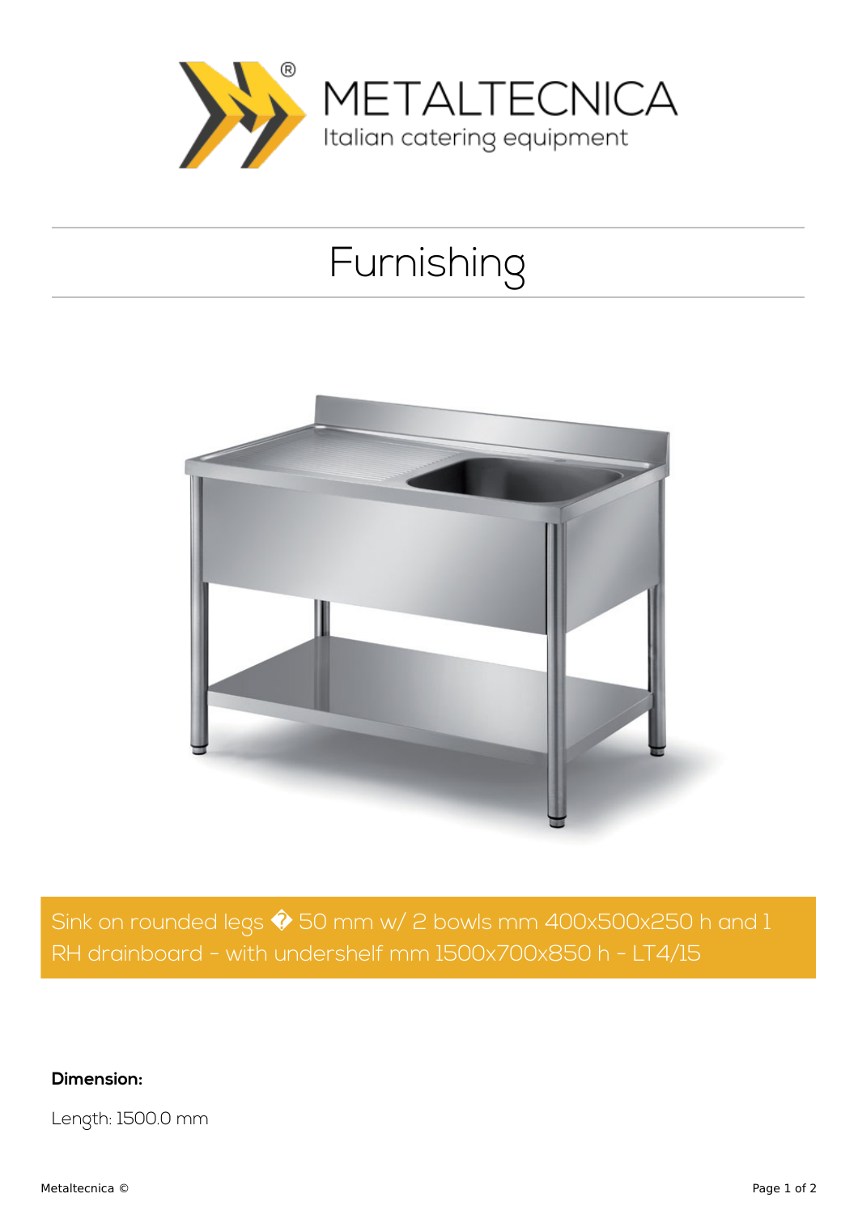METALTECNICA®

Italian catering equipment

# Furnishing

Sink on rounded legs � 50 mm w/ 2 bowls mm 400x500x250 h and 1 RH drainboard - with undershelf mm 1500x700x850 h - LT4/15

**Dimension:**

Length: 1500.0 mm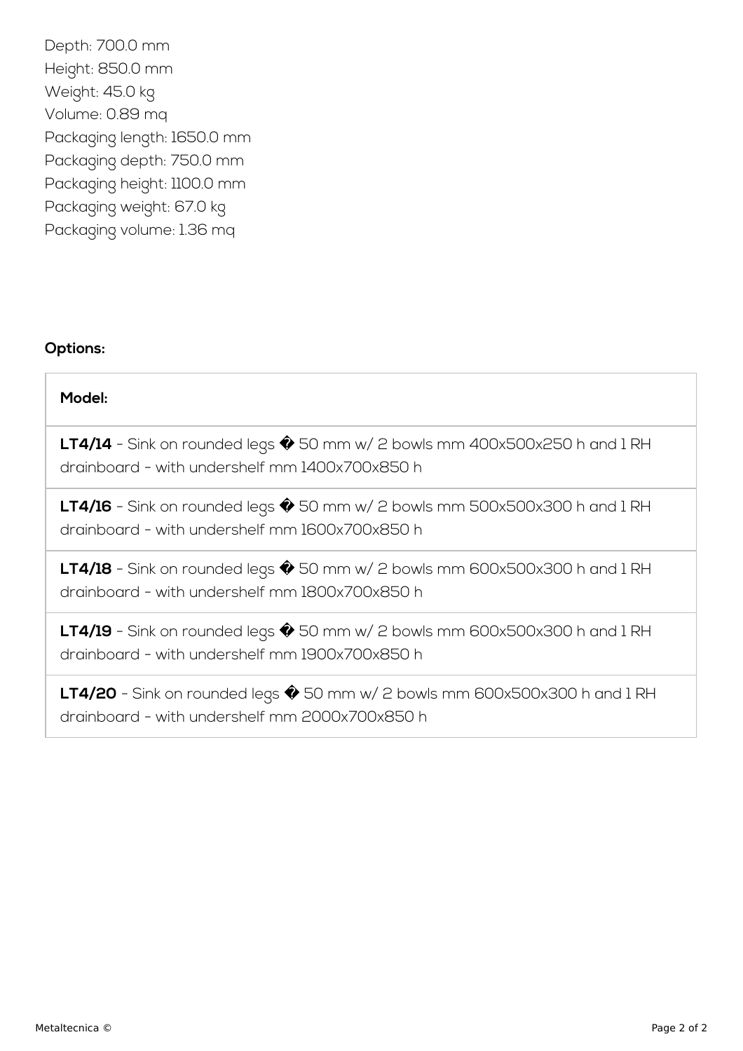Depth: 700.0 mm
Height: 850.0 mm
Weight: 45.0 kg
Volume: 0.89 mq
Packaging length: 1650.0 mm
Packaging depth: 750.0 mm
Packaging height: 1100.0 mm
Packaging weight: 67.0 kg
Packaging volume: 1.36 mq

**Options:**

| **Model:** |
|---|
| **LT4/14** - Sink on rounded legs � 50 mm w/ 2 bowls mm 400x500x250 h and 1 RH drainboard - with undershelf mm 1400x700x850 h |
| **LT4/16** - Sink on rounded legs � 50 mm w/ 2 bowls mm 500x500x300 h and 1 RH drainboard - with undershelf mm 1600x700x850 h |
| **LT4/18** - Sink on rounded legs � 50 mm w/ 2 bowls mm 600x500x300 h and 1 RH drainboard - with undershelf mm 1800x700x850 h |
| **LT4/19** - Sink on rounded legs � 50 mm w/ 2 bowls mm 600x500x300 h and 1 RH drainboard - with undershelf mm 1900x700x850 h |
| **LT4/20** - Sink on rounded legs � 50 mm w/ 2 bowls mm 600x500x300 h and 1 RH drainboard - with undershelf mm 2000x700x850 h |